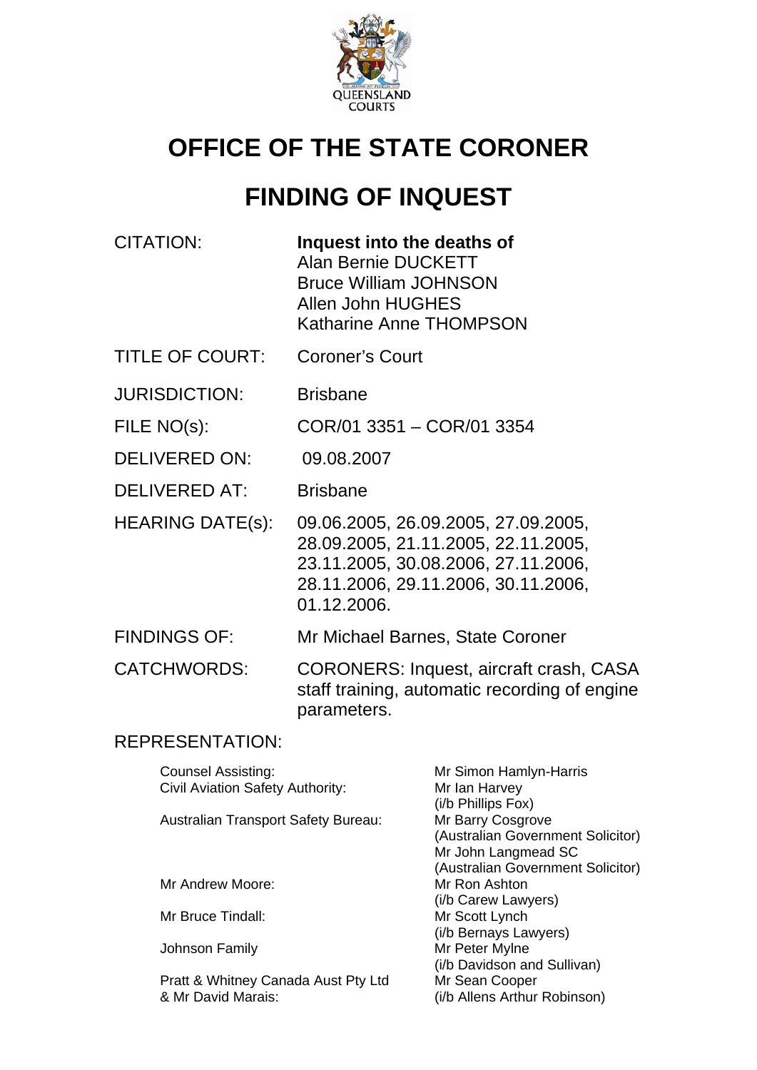QUEENSLAND COURTS

# OFFICE OF THE STATE CORONER

# FINDING OF INQUEST

| | |
|---|---|
| CITATION: | **Inquest into the deaths of**<br>Alan Bernie DUCKETT<br>Bruce William JOHNSON<br>Allen John HUGHES<br>Katharine Anne THOMPSON |
| TITLE OF COURT: | Coroner's Court |
| JURISDICTION: | Brisbane |
| FILE NO(s): | COR/01 3351 – COR/01 3354 |
| DELIVERED ON: | 09.08.2007 |
| DELIVERED AT: | Brisbane |
| HEARING DATE(s): | 09.06.2005, 26.09.2005, 27.09.2005, 28.09.2005, 21.11.2005, 22.11.2005, 23.11.2005, 30.08.2006, 27.11.2006, 28.11.2006, 29.11.2006, 30.11.2006, 01.12.2006. |
| FINDINGS OF: | Mr Michael Barnes, State Coroner |
| CATCHWORDS: | CORONERS: Inquest, aircraft crash, CASA staff training, automatic recording of engine parameters. |

REPRESENTATION:

| | |
|---|---|
| Counsel Assisting: | Mr Simon Hamlyn-Harris |
| Civil Aviation Safety Authority: | Mr Ian Harvey<br>(i/b Phillips Fox) |
| Australian Transport Safety Bureau: | Mr Barry Cosgrove<br>(Australian Government Solicitor)<br>Mr John Langmead SC<br>(Australian Government Solicitor) |
| Mr Andrew Moore: | Mr Ron Ashton<br>(i/b Carew Lawyers) |
| Mr Bruce Tindall: | Mr Scott Lynch<br>(i/b Bernays Lawyers) |
| Johnson Family | Mr Peter Mylne<br>(i/b Davidson and Sullivan) |
| Pratt & Whitney Canada Aust Pty Ltd<br>& Mr David Marais: | Mr Sean Cooper<br>(i/b Allens Arthur Robinson) |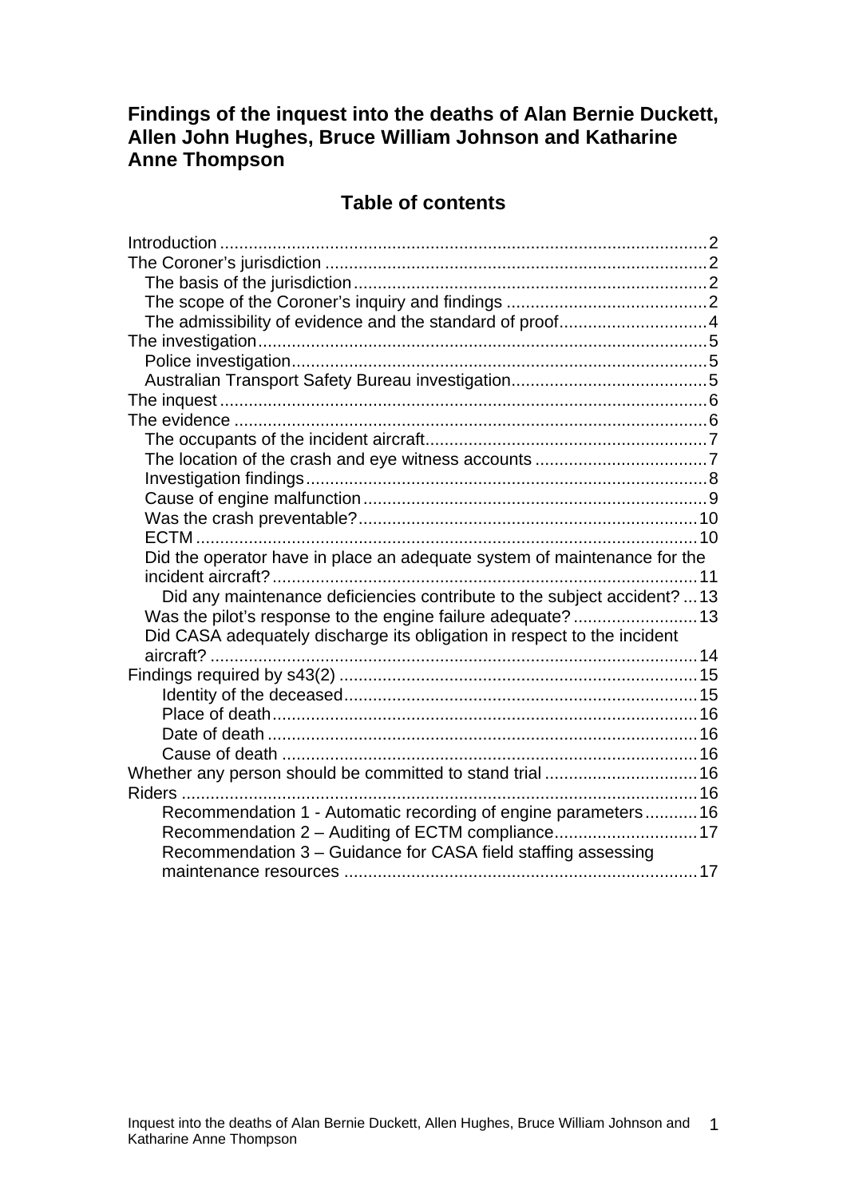# Findings of the inquest into the deaths of Alan Bernie Duckett, Allen John Hughes, Bruce William Johnson and Katharine Anne Thompson

## Table of contents

- Introduction ..... 2
- The Coroner's jurisdiction ..... 2
  - The basis of the jurisdiction ..... 2
  - The scope of the Coroner's inquiry and findings ..... 2
  - The admissibility of evidence and the standard of proof ..... 4
- The investigation ..... 5
  - Police investigation ..... 5
  - Australian Transport Safety Bureau investigation ..... 5
- The inquest ..... 6
- The evidence ..... 6
  - The occupants of the incident aircraft ..... 7
  - The location of the crash and eye witness accounts ..... 7
  - Investigation findings ..... 8
  - Cause of engine malfunction ..... 9
  - Was the crash preventable? ..... 10
  - ECTM ..... 10
  - Did the operator have in place an adequate system of maintenance for the incident aircraft? ..... 11
    - Did any maintenance deficiencies contribute to the subject accident? ..... 13
  - Was the pilot's response to the engine failure adequate? ..... 13
  - Did CASA adequately discharge its obligation in respect to the incident aircraft? ..... 14
- Findings required by s43(2) ..... 15
    - Identity of the deceased ..... 15
    - Place of death ..... 16
    - Date of death ..... 16
    - Cause of death ..... 16
- Whether any person should be committed to stand trial ..... 16
- Riders ..... 16
    - Recommendation 1 - Automatic recording of engine parameters ..... 16
    - Recommendation 2 – Auditing of ECTM compliance ..... 17
    - Recommendation 3 – Guidance for CASA field staffing assessing maintenance resources ..... 17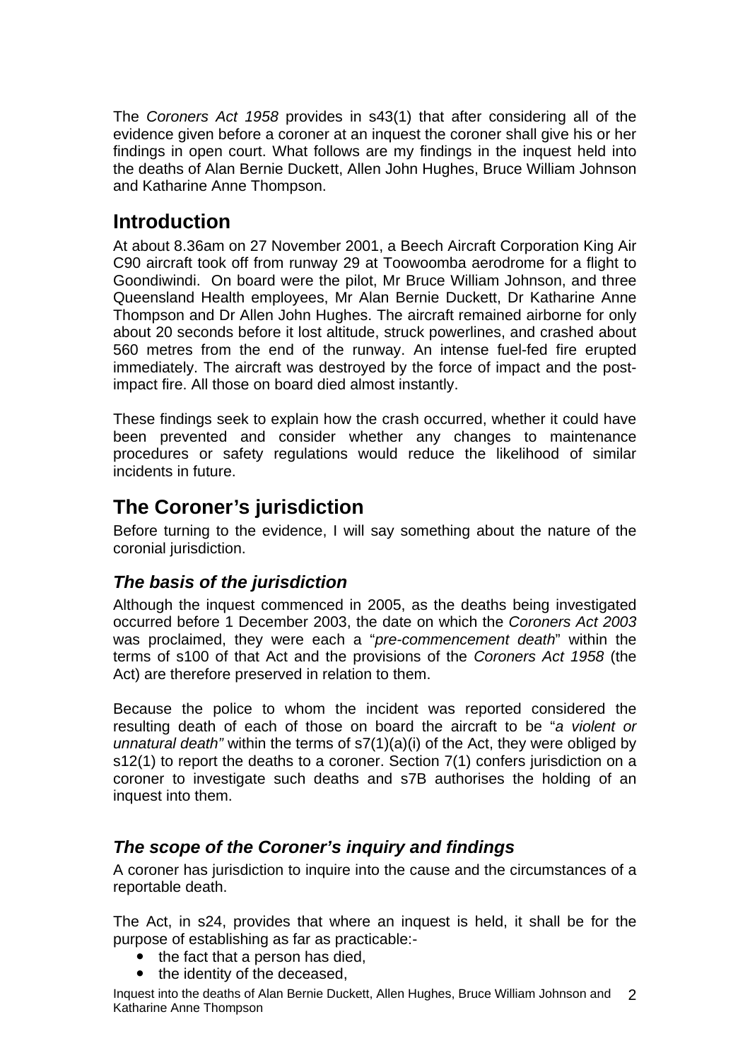The *Coroners Act 1958* provides in s43(1) that after considering all of the evidence given before a coroner at an inquest the coroner shall give his or her findings in open court. What follows are my findings in the inquest held into the deaths of Alan Bernie Duckett, Allen John Hughes, Bruce William Johnson and Katharine Anne Thompson.

## Introduction

At about 8.36am on 27 November 2001, a Beech Aircraft Corporation King Air C90 aircraft took off from runway 29 at Toowoomba aerodrome for a flight to Goondiwindi. On board were the pilot, Mr Bruce William Johnson, and three Queensland Health employees, Mr Alan Bernie Duckett, Dr Katharine Anne Thompson and Dr Allen John Hughes. The aircraft remained airborne for only about 20 seconds before it lost altitude, struck powerlines, and crashed about 560 metres from the end of the runway. An intense fuel-fed fire erupted immediately. The aircraft was destroyed by the force of impact and the post-impact fire. All those on board died almost instantly.

These findings seek to explain how the crash occurred, whether it could have been prevented and consider whether any changes to maintenance procedures or safety regulations would reduce the likelihood of similar incidents in future.

## The Coroner's jurisdiction

Before turning to the evidence, I will say something about the nature of the coronial jurisdiction.

### *The basis of the jurisdiction*

Although the inquest commenced in 2005, as the deaths being investigated occurred before 1 December 2003, the date on which the *Coroners Act 2003* was proclaimed, they were each a "*pre-commencement death*" within the terms of s100 of that Act and the provisions of the *Coroners Act 1958* (the Act) are therefore preserved in relation to them.

Because the police to whom the incident was reported considered the resulting death of each of those on board the aircraft to be "*a violent or unnatural death"* within the terms of s7(1)(a)(i) of the Act, they were obliged by s12(1) to report the deaths to a coroner. Section 7(1) confers jurisdiction on a coroner to investigate such deaths and s7B authorises the holding of an inquest into them.

### *The scope of the Coroner's inquiry and findings*

A coroner has jurisdiction to inquire into the cause and the circumstances of a reportable death.

The Act, in s24, provides that where an inquest is held, it shall be for the purpose of establishing as far as practicable:-

- the fact that a person has died,
- the identity of the deceased,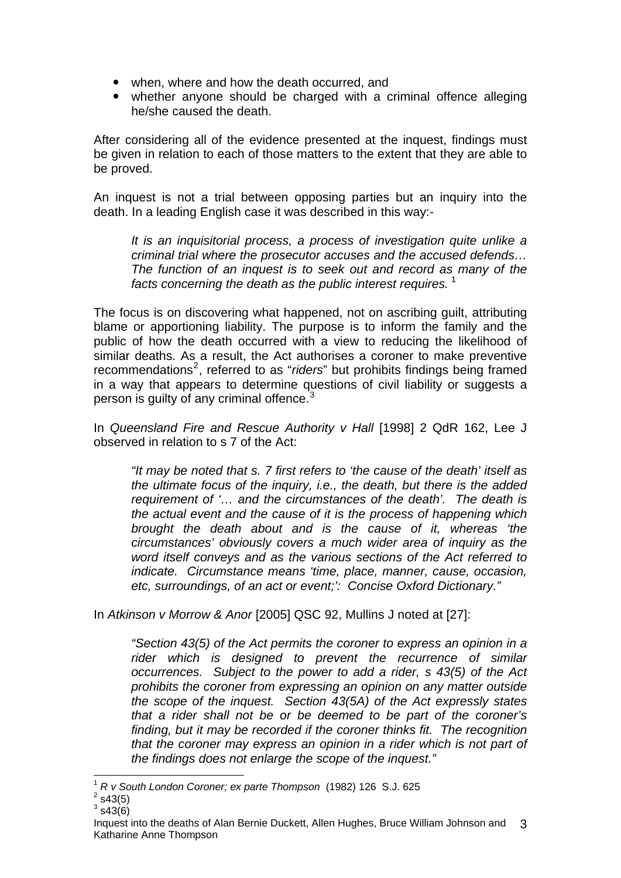- when, where and how the death occurred, and
- whether anyone should be charged with a criminal offence alleging he/she caused the death.

After considering all of the evidence presented at the inquest, findings must be given in relation to each of those matters to the extent that they are able to be proved.

An inquest is not a trial between opposing parties but an inquiry into the death. In a leading English case it was described in this way:-

> *It is an inquisitorial process, a process of investigation quite unlike a criminal trial where the prosecutor accuses and the accused defends… The function of an inquest is to seek out and record as many of the facts concerning the death as the public interest requires.* [1]

The focus is on discovering what happened, not on ascribing guilt, attributing blame or apportioning liability. The purpose is to inform the family and the public of how the death occurred with a view to reducing the likelihood of similar deaths. As a result, the Act authorises a coroner to make preventive recommendations[2], referred to as "*riders*" but prohibits findings being framed in a way that appears to determine questions of civil liability or suggests a person is guilty of any criminal offence.[3]

In *Queensland Fire and Rescue Authority v Hall* [1998] 2 QdR 162, Lee J observed in relation to s 7 of the Act:

> *"It may be noted that s. 7 first refers to 'the cause of the death' itself as the ultimate focus of the inquiry, i.e., the death, but there is the added requirement of '… and the circumstances of the death'. The death is the actual event and the cause of it is the process of happening which brought the death about and is the cause of it, whereas 'the circumstances' obviously covers a much wider area of inquiry as the word itself conveys and as the various sections of the Act referred to indicate. Circumstance means 'time, place, manner, cause, occasion, etc, surroundings, of an act or event;': Concise Oxford Dictionary."*

In *Atkinson v Morrow & Anor* [2005] QSC 92, Mullins J noted at [27]:

> *"Section 43(5) of the Act permits the coroner to express an opinion in a rider which is designed to prevent the recurrence of similar occurrences. Subject to the power to add a rider, s 43(5) of the Act prohibits the coroner from expressing an opinion on any matter outside the scope of the inquest. Section 43(5A) of the Act expressly states that a rider shall not be or be deemed to be part of the coroner's finding, but it may be recorded if the coroner thinks fit. The recognition that the coroner may express an opinion in a rider which is not part of the findings does not enlarge the scope of the inquest."*

---

[1] *R v South London Coroner; ex parte Thompson* (1982) 126 S.J. 625
[2] s43(5)
[3] s43(6)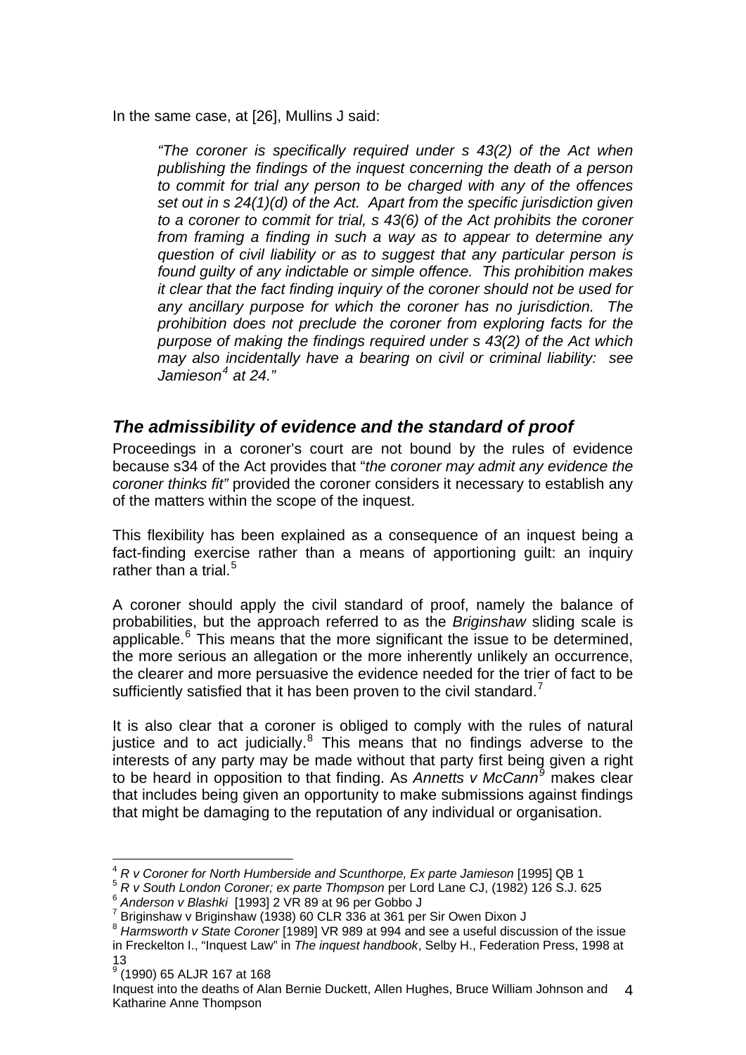In the same case, at [26], Mullins J said:

> *"The coroner is specifically required under s 43(2) of the Act when publishing the findings of the inquest concerning the death of a person to commit for trial any person to be charged with any of the offences set out in s 24(1)(d) of the Act. Apart from the specific jurisdiction given to a coroner to commit for trial, s 43(6) of the Act prohibits the coroner from framing a finding in such a way as to appear to determine any question of civil liability or as to suggest that any particular person is found guilty of any indictable or simple offence. This prohibition makes it clear that the fact finding inquiry of the coroner should not be used for any ancillary purpose for which the coroner has no jurisdiction. The prohibition does not preclude the coroner from exploring facts for the purpose of making the findings required under s 43(2) of the Act which may also incidentally have a bearing on civil or criminal liability: see Jamieson[4] at 24."*

## *The admissibility of evidence and the standard of proof*

Proceedings in a coroner's court are not bound by the rules of evidence because s34 of the Act provides that "*the coroner may admit any evidence the coroner thinks fit"* provided the coroner considers it necessary to establish any of the matters within the scope of the inquest.

This flexibility has been explained as a consequence of an inquest being a fact-finding exercise rather than a means of apportioning guilt: an inquiry rather than a trial.[5]

A coroner should apply the civil standard of proof, namely the balance of probabilities, but the approach referred to as the *Briginshaw* sliding scale is applicable.[6] This means that the more significant the issue to be determined, the more serious an allegation or the more inherently unlikely an occurrence, the clearer and more persuasive the evidence needed for the trier of fact to be sufficiently satisfied that it has been proven to the civil standard.[7]

It is also clear that a coroner is obliged to comply with the rules of natural justice and to act judicially.[8] This means that no findings adverse to the interests of any party may be made without that party first being given a right to be heard in opposition to that finding. As *Annetts v McCann*[9] makes clear that includes being given an opportunity to make submissions against findings that might be damaging to the reputation of any individual or organisation.

---

[4] *R v Coroner for North Humberside and Scunthorpe, Ex parte Jamieson* [1995] QB 1

[5] *R v South London Coroner; ex parte Thompson* per Lord Lane CJ, (1982) 126 S.J. 625

[6] *Anderson v Blashki* [1993] 2 VR 89 at 96 per Gobbo J

[7] Briginshaw v Briginshaw (1938) 60 CLR 336 at 361 per Sir Owen Dixon J

[8] *Harmsworth v State Coroner* [1989] VR 989 at 994 and see a useful discussion of the issue in Freckelton I., "Inquest Law" in *The inquest handbook*, Selby H., Federation Press, 1998 at 13

[9] (1990) 65 ALJR 167 at 168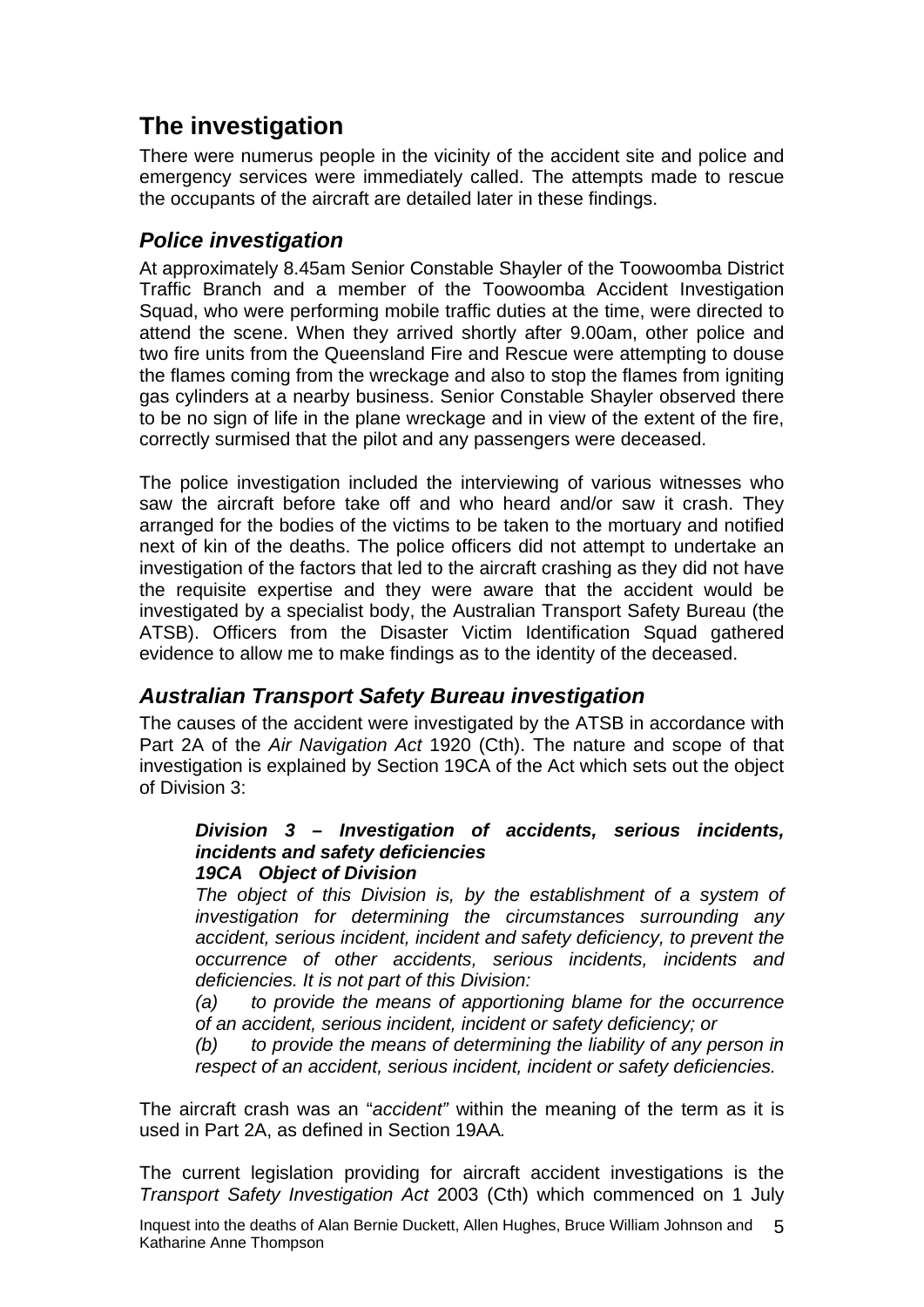# The investigation

There were numerus people in the vicinity of the accident site and police and emergency services were immediately called. The attempts made to rescue the occupants of the aircraft are detailed later in these findings.

## *Police investigation*

At approximately 8.45am Senior Constable Shayler of the Toowoomba District Traffic Branch and a member of the Toowoomba Accident Investigation Squad, who were performing mobile traffic duties at the time, were directed to attend the scene. When they arrived shortly after 9.00am, other police and two fire units from the Queensland Fire and Rescue were attempting to douse the flames coming from the wreckage and also to stop the flames from igniting gas cylinders at a nearby business. Senior Constable Shayler observed there to be no sign of life in the plane wreckage and in view of the extent of the fire, correctly surmised that the pilot and any passengers were deceased.

The police investigation included the interviewing of various witnesses who saw the aircraft before take off and who heard and/or saw it crash. They arranged for the bodies of the victims to be taken to the mortuary and notified next of kin of the deaths. The police officers did not attempt to undertake an investigation of the factors that led to the aircraft crashing as they did not have the requisite expertise and they were aware that the accident would be investigated by a specialist body, the Australian Transport Safety Bureau (the ATSB). Officers from the Disaster Victim Identification Squad gathered evidence to allow me to make findings as to the identity of the deceased.

## *Australian Transport Safety Bureau investigation*

The causes of the accident were investigated by the ATSB in accordance with Part 2A of the *Air Navigation Act* 1920 (Cth). The nature and scope of that investigation is explained by Section 19CA of the Act which sets out the object of Division 3:

> ***Division 3 – Investigation of accidents, serious incidents, incidents and safety deficiencies***
> ***19CA Object of Division***
> *The object of this Division is, by the establishment of a system of investigation for determining the circumstances surrounding any accident, serious incident, incident and safety deficiency, to prevent the occurrence of other accidents, serious incidents, incidents and deficiencies. It is not part of this Division:*
> *(a) to provide the means of apportioning blame for the occurrence of an accident, serious incident, incident or safety deficiency; or*
> *(b) to provide the means of determining the liability of any person in respect of an accident, serious incident, incident or safety deficiencies.*

The aircraft crash was an "*accident"* within the meaning of the term as it is used in Part 2A, as defined in Section 19AA*.*

The current legislation providing for aircraft accident investigations is the *Transport Safety Investigation Act* 2003 (Cth) which commenced on 1 July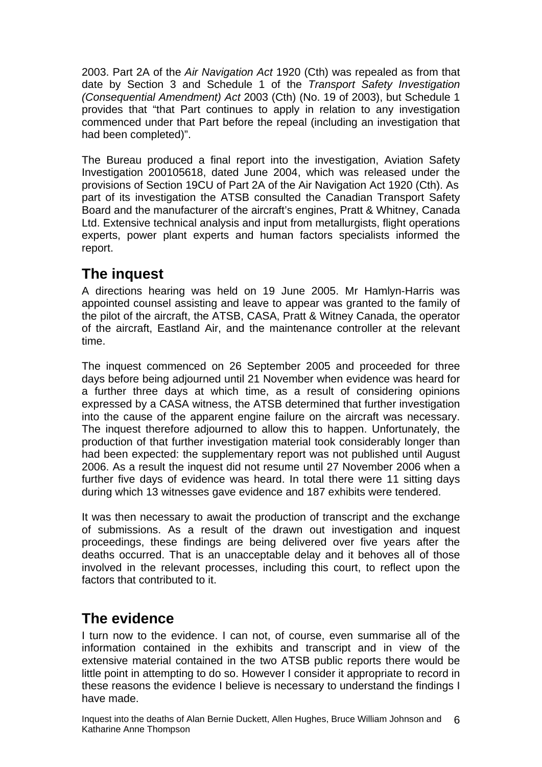2003. Part 2A of the *Air Navigation Act* 1920 (Cth) was repealed as from that date by Section 3 and Schedule 1 of the *Transport Safety Investigation (Consequential Amendment) Act* 2003 (Cth) (No. 19 of 2003), but Schedule 1 provides that "that Part continues to apply in relation to any investigation commenced under that Part before the repeal (including an investigation that had been completed)".

The Bureau produced a final report into the investigation, Aviation Safety Investigation 200105618, dated June 2004, which was released under the provisions of Section 19CU of Part 2A of the Air Navigation Act 1920 (Cth). As part of its investigation the ATSB consulted the Canadian Transport Safety Board and the manufacturer of the aircraft's engines, Pratt & Whitney, Canada Ltd. Extensive technical analysis and input from metallurgists, flight operations experts, power plant experts and human factors specialists informed the report.

## The inquest

A directions hearing was held on 19 June 2005. Mr Hamlyn-Harris was appointed counsel assisting and leave to appear was granted to the family of the pilot of the aircraft, the ATSB, CASA, Pratt & Witney Canada, the operator of the aircraft, Eastland Air, and the maintenance controller at the relevant time.

The inquest commenced on 26 September 2005 and proceeded for three days before being adjourned until 21 November when evidence was heard for a further three days at which time, as a result of considering opinions expressed by a CASA witness, the ATSB determined that further investigation into the cause of the apparent engine failure on the aircraft was necessary. The inquest therefore adjourned to allow this to happen. Unfortunately, the production of that further investigation material took considerably longer than had been expected: the supplementary report was not published until August 2006. As a result the inquest did not resume until 27 November 2006 when a further five days of evidence was heard. In total there were 11 sitting days during which 13 witnesses gave evidence and 187 exhibits were tendered.

It was then necessary to await the production of transcript and the exchange of submissions. As a result of the drawn out investigation and inquest proceedings, these findings are being delivered over five years after the deaths occurred. That is an unacceptable delay and it behoves all of those involved in the relevant processes, including this court, to reflect upon the factors that contributed to it.

## The evidence

I turn now to the evidence. I can not, of course, even summarise all of the information contained in the exhibits and transcript and in view of the extensive material contained in the two ATSB public reports there would be little point in attempting to do so. However I consider it appropriate to record in these reasons the evidence I believe is necessary to understand the findings I have made.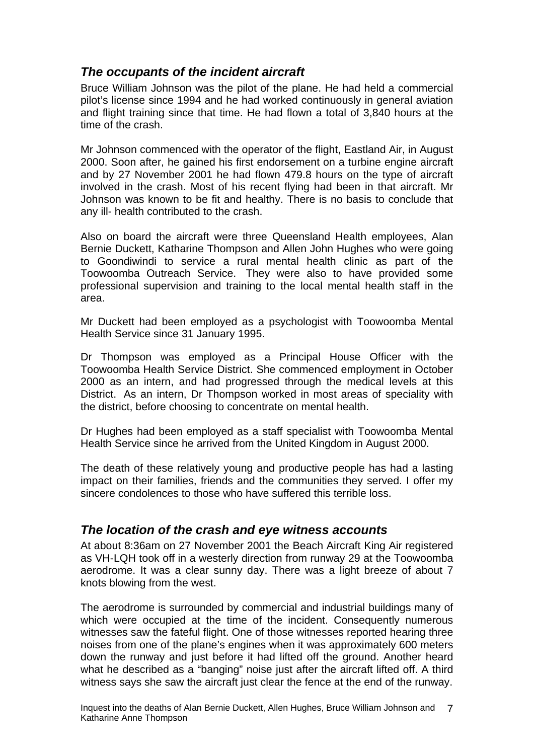## *The occupants of the incident aircraft*

Bruce William Johnson was the pilot of the plane. He had held a commercial pilot's license since 1994 and he had worked continuously in general aviation and flight training since that time. He had flown a total of 3,840 hours at the time of the crash.

Mr Johnson commenced with the operator of the flight, Eastland Air, in August 2000. Soon after, he gained his first endorsement on a turbine engine aircraft and by 27 November 2001 he had flown 479.8 hours on the type of aircraft involved in the crash. Most of his recent flying had been in that aircraft. Mr Johnson was known to be fit and healthy. There is no basis to conclude that any ill- health contributed to the crash.

Also on board the aircraft were three Queensland Health employees, Alan Bernie Duckett, Katharine Thompson and Allen John Hughes who were going to Goondiwindi to service a rural mental health clinic as part of the Toowoomba Outreach Service. They were also to have provided some professional supervision and training to the local mental health staff in the area.

Mr Duckett had been employed as a psychologist with Toowoomba Mental Health Service since 31 January 1995.

Dr Thompson was employed as a Principal House Officer with the Toowoomba Health Service District. She commenced employment in October 2000 as an intern, and had progressed through the medical levels at this District. As an intern, Dr Thompson worked in most areas of speciality with the district, before choosing to concentrate on mental health.

Dr Hughes had been employed as a staff specialist with Toowoomba Mental Health Service since he arrived from the United Kingdom in August 2000.

The death of these relatively young and productive people has had a lasting impact on their families, friends and the communities they served. I offer my sincere condolences to those who have suffered this terrible loss.

## *The location of the crash and eye witness accounts*

At about 8:36am on 27 November 2001 the Beach Aircraft King Air registered as VH-LQH took off in a westerly direction from runway 29 at the Toowoomba aerodrome. It was a clear sunny day. There was a light breeze of about 7 knots blowing from the west.

The aerodrome is surrounded by commercial and industrial buildings many of which were occupied at the time of the incident. Consequently numerous witnesses saw the fateful flight. One of those witnesses reported hearing three noises from one of the plane's engines when it was approximately 600 meters down the runway and just before it had lifted off the ground. Another heard what he described as a "banging" noise just after the aircraft lifted off. A third witness says she saw the aircraft just clear the fence at the end of the runway.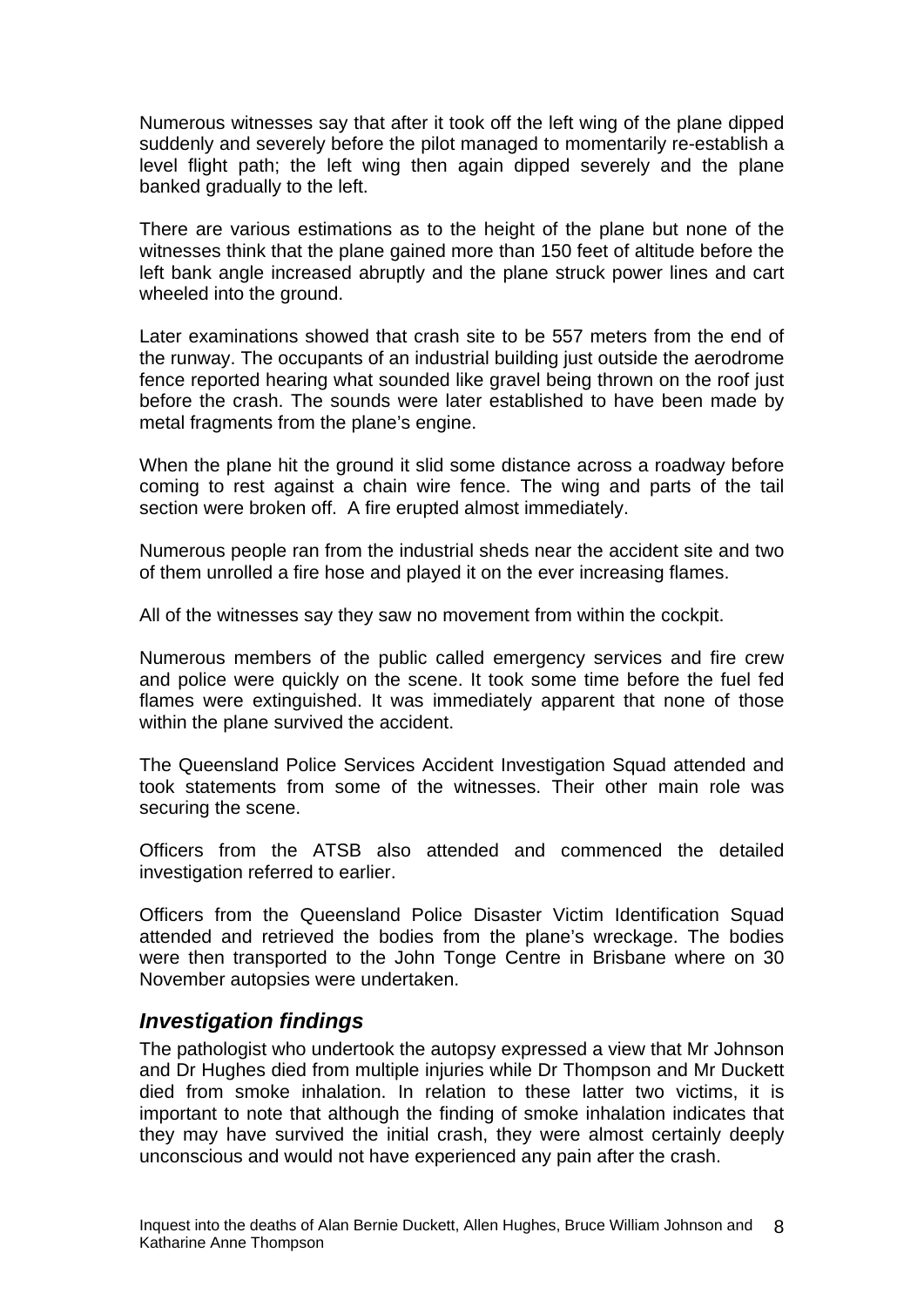Numerous witnesses say that after it took off the left wing of the plane dipped suddenly and severely before the pilot managed to momentarily re-establish a level flight path; the left wing then again dipped severely and the plane banked gradually to the left.

There are various estimations as to the height of the plane but none of the witnesses think that the plane gained more than 150 feet of altitude before the left bank angle increased abruptly and the plane struck power lines and cart wheeled into the ground.

Later examinations showed that crash site to be 557 meters from the end of the runway. The occupants of an industrial building just outside the aerodrome fence reported hearing what sounded like gravel being thrown on the roof just before the crash. The sounds were later established to have been made by metal fragments from the plane's engine.

When the plane hit the ground it slid some distance across a roadway before coming to rest against a chain wire fence. The wing and parts of the tail section were broken off. A fire erupted almost immediately.

Numerous people ran from the industrial sheds near the accident site and two of them unrolled a fire hose and played it on the ever increasing flames.

All of the witnesses say they saw no movement from within the cockpit.

Numerous members of the public called emergency services and fire crew and police were quickly on the scene. It took some time before the fuel fed flames were extinguished. It was immediately apparent that none of those within the plane survived the accident.

The Queensland Police Services Accident Investigation Squad attended and took statements from some of the witnesses. Their other main role was securing the scene.

Officers from the ATSB also attended and commenced the detailed investigation referred to earlier.

Officers from the Queensland Police Disaster Victim Identification Squad attended and retrieved the bodies from the plane's wreckage. The bodies were then transported to the John Tonge Centre in Brisbane where on 30 November autopsies were undertaken.

## *Investigation findings*

The pathologist who undertook the autopsy expressed a view that Mr Johnson and Dr Hughes died from multiple injuries while Dr Thompson and Mr Duckett died from smoke inhalation. In relation to these latter two victims, it is important to note that although the finding of smoke inhalation indicates that they may have survived the initial crash, they were almost certainly deeply unconscious and would not have experienced any pain after the crash.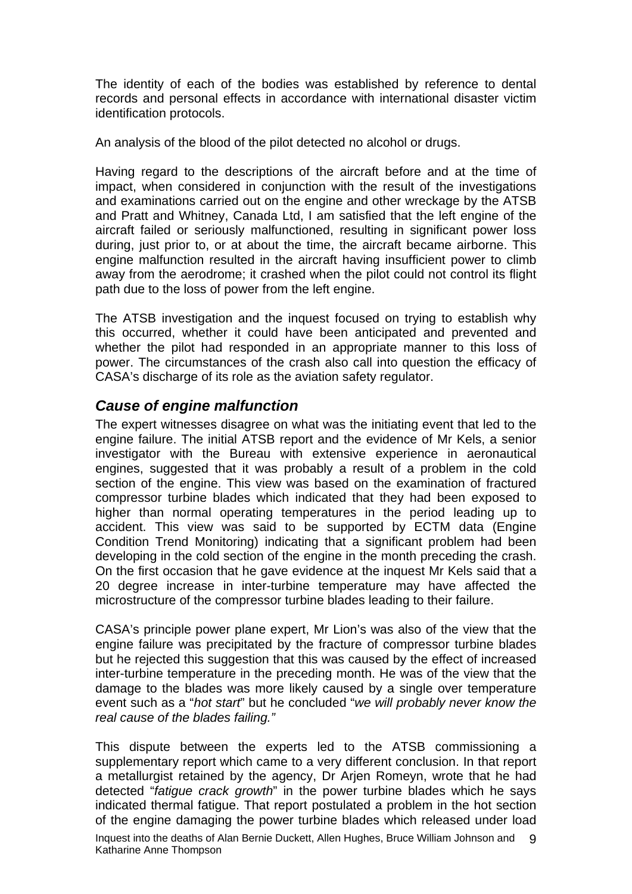The identity of each of the bodies was established by reference to dental records and personal effects in accordance with international disaster victim identification protocols.

An analysis of the blood of the pilot detected no alcohol or drugs.

Having regard to the descriptions of the aircraft before and at the time of impact, when considered in conjunction with the result of the investigations and examinations carried out on the engine and other wreckage by the ATSB and Pratt and Whitney, Canada Ltd, I am satisfied that the left engine of the aircraft failed or seriously malfunctioned, resulting in significant power loss during, just prior to, or at about the time, the aircraft became airborne. This engine malfunction resulted in the aircraft having insufficient power to climb away from the aerodrome; it crashed when the pilot could not control its flight path due to the loss of power from the left engine.

The ATSB investigation and the inquest focused on trying to establish why this occurred, whether it could have been anticipated and prevented and whether the pilot had responded in an appropriate manner to this loss of power. The circumstances of the crash also call into question the efficacy of CASA's discharge of its role as the aviation safety regulator.

### *Cause of engine malfunction*

The expert witnesses disagree on what was the initiating event that led to the engine failure. The initial ATSB report and the evidence of Mr Kels, a senior investigator with the Bureau with extensive experience in aeronautical engines, suggested that it was probably a result of a problem in the cold section of the engine. This view was based on the examination of fractured compressor turbine blades which indicated that they had been exposed to higher than normal operating temperatures in the period leading up to accident. This view was said to be supported by ECTM data (Engine Condition Trend Monitoring) indicating that a significant problem had been developing in the cold section of the engine in the month preceding the crash. On the first occasion that he gave evidence at the inquest Mr Kels said that a 20 degree increase in inter-turbine temperature may have affected the microstructure of the compressor turbine blades leading to their failure.

CASA's principle power plane expert, Mr Lion's was also of the view that the engine failure was precipitated by the fracture of compressor turbine blades but he rejected this suggestion that this was caused by the effect of increased inter-turbine temperature in the preceding month. He was of the view that the damage to the blades was more likely caused by a single over temperature event such as a "*hot start*" but he concluded "*we will probably never know the real cause of the blades failing."*

This dispute between the experts led to the ATSB commissioning a supplementary report which came to a very different conclusion. In that report a metallurgist retained by the agency, Dr Arjen Romeyn, wrote that he had detected "*fatigue crack growth*" in the power turbine blades which he says indicated thermal fatigue. That report postulated a problem in the hot section of the engine damaging the power turbine blades which released under load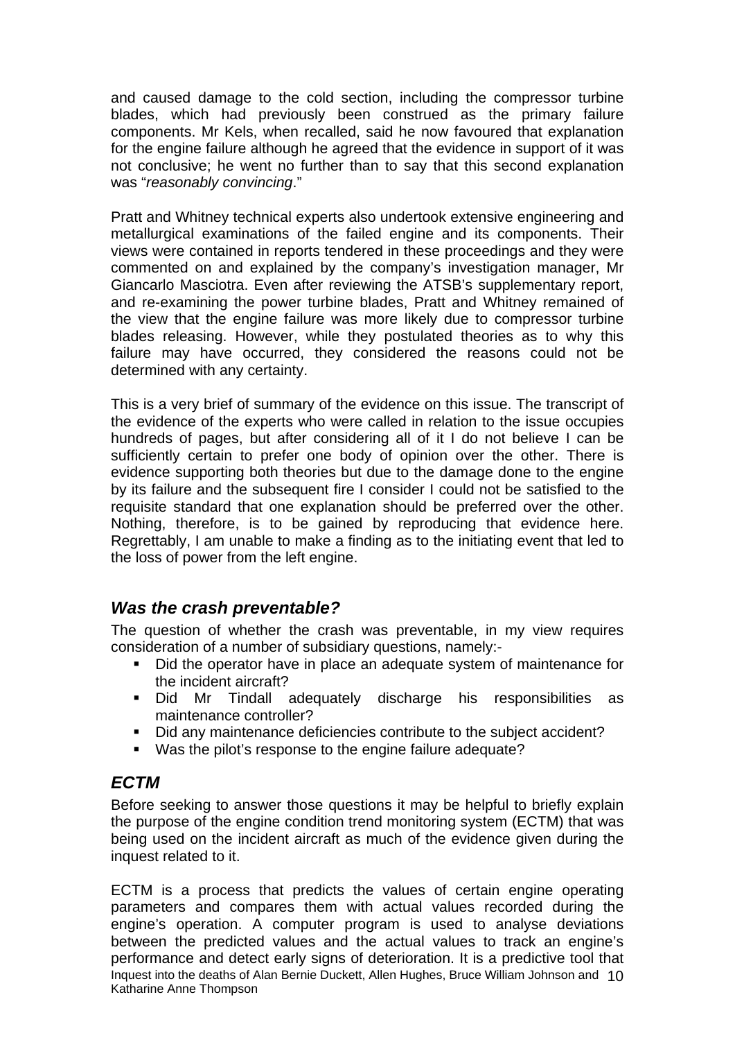and caused damage to the cold section, including the compressor turbine blades, which had previously been construed as the primary failure components. Mr Kels, when recalled, said he now favoured that explanation for the engine failure although he agreed that the evidence in support of it was not conclusive; he went no further than to say that this second explanation was "*reasonably convincing*."

Pratt and Whitney technical experts also undertook extensive engineering and metallurgical examinations of the failed engine and its components. Their views were contained in reports tendered in these proceedings and they were commented on and explained by the company's investigation manager, Mr Giancarlo Masciotra. Even after reviewing the ATSB's supplementary report, and re-examining the power turbine blades, Pratt and Whitney remained of the view that the engine failure was more likely due to compressor turbine blades releasing. However, while they postulated theories as to why this failure may have occurred, they considered the reasons could not be determined with any certainty.

This is a very brief of summary of the evidence on this issue. The transcript of the evidence of the experts who were called in relation to the issue occupies hundreds of pages, but after considering all of it I do not believe I can be sufficiently certain to prefer one body of opinion over the other. There is evidence supporting both theories but due to the damage done to the engine by its failure and the subsequent fire I consider I could not be satisfied to the requisite standard that one explanation should be preferred over the other. Nothing, therefore, is to be gained by reproducing that evidence here. Regrettably, I am unable to make a finding as to the initiating event that led to the loss of power from the left engine.

## *Was the crash preventable?*

The question of whether the crash was preventable, in my view requires consideration of a number of subsidiary questions, namely:-

- Did the operator have in place an adequate system of maintenance for the incident aircraft?
- Did Mr Tindall adequately discharge his responsibilities as maintenance controller?
- Did any maintenance deficiencies contribute to the subject accident?
- Was the pilot's response to the engine failure adequate?

## *ECTM*

Before seeking to answer those questions it may be helpful to briefly explain the purpose of the engine condition trend monitoring system (ECTM) that was being used on the incident aircraft as much of the evidence given during the inquest related to it.

ECTM is a process that predicts the values of certain engine operating parameters and compares them with actual values recorded during the engine's operation. A computer program is used to analyse deviations between the predicted values and the actual values to track an engine's performance and detect early signs of deterioration. It is a predictive tool that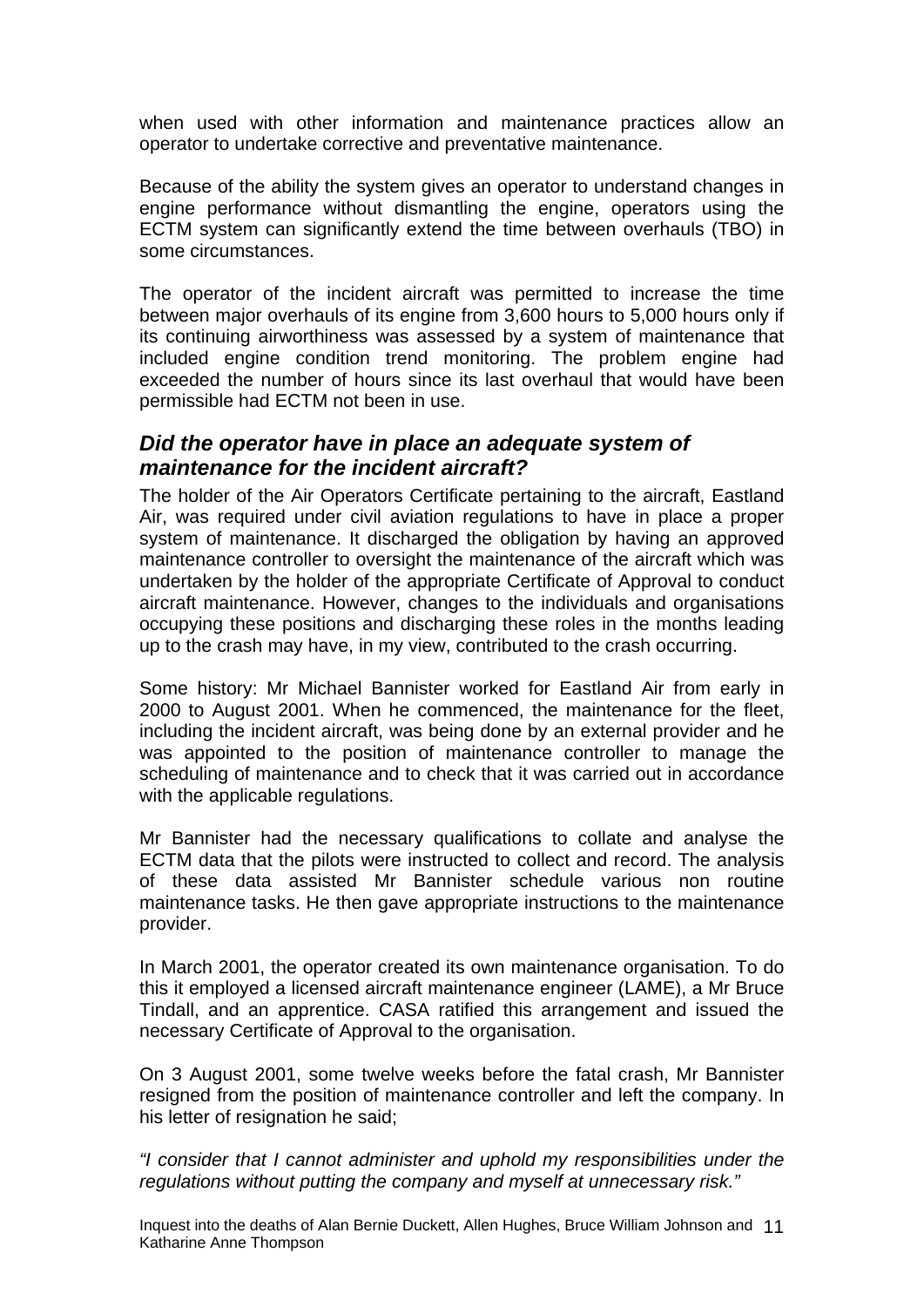when used with other information and maintenance practices allow an operator to undertake corrective and preventative maintenance.

Because of the ability the system gives an operator to understand changes in engine performance without dismantling the engine, operators using the ECTM system can significantly extend the time between overhauls (TBO) in some circumstances.

The operator of the incident aircraft was permitted to increase the time between major overhauls of its engine from 3,600 hours to 5,000 hours only if its continuing airworthiness was assessed by a system of maintenance that included engine condition trend monitoring. The problem engine had exceeded the number of hours since its last overhaul that would have been permissible had ECTM not been in use.

## *Did the operator have in place an adequate system of maintenance for the incident aircraft?*

The holder of the Air Operators Certificate pertaining to the aircraft, Eastland Air, was required under civil aviation regulations to have in place a proper system of maintenance. It discharged the obligation by having an approved maintenance controller to oversight the maintenance of the aircraft which was undertaken by the holder of the appropriate Certificate of Approval to conduct aircraft maintenance. However, changes to the individuals and organisations occupying these positions and discharging these roles in the months leading up to the crash may have, in my view, contributed to the crash occurring.

Some history: Mr Michael Bannister worked for Eastland Air from early in 2000 to August 2001. When he commenced, the maintenance for the fleet, including the incident aircraft, was being done by an external provider and he was appointed to the position of maintenance controller to manage the scheduling of maintenance and to check that it was carried out in accordance with the applicable regulations.

Mr Bannister had the necessary qualifications to collate and analyse the ECTM data that the pilots were instructed to collect and record. The analysis of these data assisted Mr Bannister schedule various non routine maintenance tasks. He then gave appropriate instructions to the maintenance provider.

In March 2001, the operator created its own maintenance organisation. To do this it employed a licensed aircraft maintenance engineer (LAME), a Mr Bruce Tindall, and an apprentice. CASA ratified this arrangement and issued the necessary Certificate of Approval to the organisation.

On 3 August 2001, some twelve weeks before the fatal crash, Mr Bannister resigned from the position of maintenance controller and left the company. In his letter of resignation he said;

*"I consider that I cannot administer and uphold my responsibilities under the regulations without putting the company and myself at unnecessary risk."*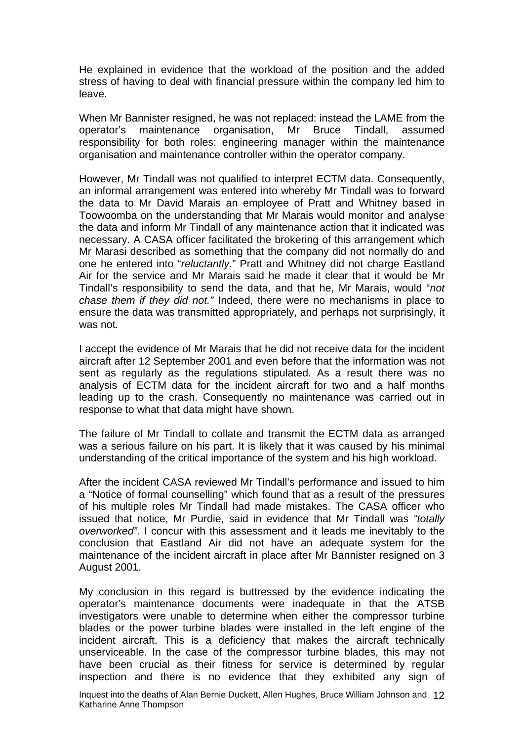He explained in evidence that the workload of the position and the added stress of having to deal with financial pressure within the company led him to leave.

When Mr Bannister resigned, he was not replaced: instead the LAME from the operator's maintenance organisation, Mr Bruce Tindall, assumed responsibility for both roles: engineering manager within the maintenance organisation and maintenance controller within the operator company.

However, Mr Tindall was not qualified to interpret ECTM data. Consequently, an informal arrangement was entered into whereby Mr Tindall was to forward the data to Mr David Marais an employee of Pratt and Whitney based in Toowoomba on the understanding that Mr Marais would monitor and analyse the data and inform Mr Tindall of any maintenance action that it indicated was necessary. A CASA officer facilitated the brokering of this arrangement which Mr Marasi described as something that the company did not normally do and one he entered into "*reluctantly*." Pratt and Whitney did not charge Eastland Air for the service and Mr Marais said he made it clear that it would be Mr Tindall's responsibility to send the data, and that he, Mr Marais, would "*not chase them if they did not.*" Indeed, there were no mechanisms in place to ensure the data was transmitted appropriately, and perhaps not surprisingly, it was not.

I accept the evidence of Mr Marais that he did not receive data for the incident aircraft after 12 September 2001 and even before that the information was not sent as regularly as the regulations stipulated. As a result there was no analysis of ECTM data for the incident aircraft for two and a half months leading up to the crash. Consequently no maintenance was carried out in response to what that data might have shown.

The failure of Mr Tindall to collate and transmit the ECTM data as arranged was a serious failure on his part. It is likely that it was caused by his minimal understanding of the critical importance of the system and his high workload.

After the incident CASA reviewed Mr Tindall's performance and issued to him a "Notice of formal counselling" which found that as a result of the pressures of his multiple roles Mr Tindall had made mistakes. The CASA officer who issued that notice, Mr Purdie, said in evidence that Mr Tindall was *"totally overworked".* I concur with this assessment and it leads me inevitably to the conclusion that Eastland Air did not have an adequate system for the maintenance of the incident aircraft in place after Mr Bannister resigned on 3 August 2001.

My conclusion in this regard is buttressed by the evidence indicating the operator's maintenance documents were inadequate in that the ATSB investigators were unable to determine when either the compressor turbine blades or the power turbine blades were installed in the left engine of the incident aircraft. This is a deficiency that makes the aircraft technically unserviceable. In the case of the compressor turbine blades, this may not have been crucial as their fitness for service is determined by regular inspection and there is no evidence that they exhibited any sign of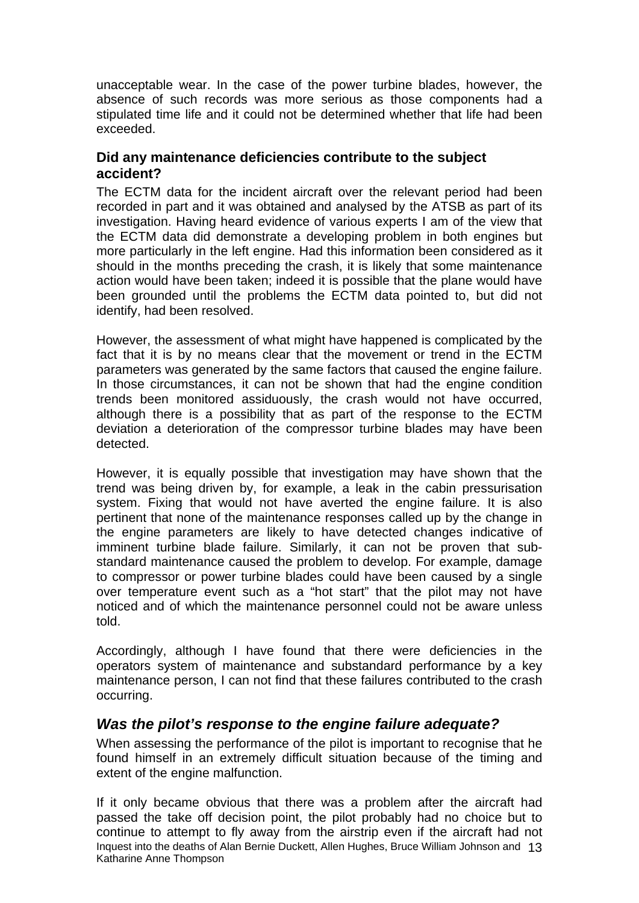unacceptable wear. In the case of the power turbine blades, however, the absence of such records was more serious as those components had a stipulated time life and it could not be determined whether that life had been exceeded.

### Did any maintenance deficiencies contribute to the subject accident?

The ECTM data for the incident aircraft over the relevant period had been recorded in part and it was obtained and analysed by the ATSB as part of its investigation. Having heard evidence of various experts I am of the view that the ECTM data did demonstrate a developing problem in both engines but more particularly in the left engine. Had this information been considered as it should in the months preceding the crash, it is likely that some maintenance action would have been taken; indeed it is possible that the plane would have been grounded until the problems the ECTM data pointed to, but did not identify, had been resolved.

However, the assessment of what might have happened is complicated by the fact that it is by no means clear that the movement or trend in the ECTM parameters was generated by the same factors that caused the engine failure. In those circumstances, it can not be shown that had the engine condition trends been monitored assiduously, the crash would not have occurred, although there is a possibility that as part of the response to the ECTM deviation a deterioration of the compressor turbine blades may have been detected.

However, it is equally possible that investigation may have shown that the trend was being driven by, for example, a leak in the cabin pressurisation system. Fixing that would not have averted the engine failure. It is also pertinent that none of the maintenance responses called up by the change in the engine parameters are likely to have detected changes indicative of imminent turbine blade failure. Similarly, it can not be proven that sub-standard maintenance caused the problem to develop. For example, damage to compressor or power turbine blades could have been caused by a single over temperature event such as a "hot start" that the pilot may not have noticed and of which the maintenance personnel could not be aware unless told.

Accordingly, although I have found that there were deficiencies in the operators system of maintenance and substandard performance by a key maintenance person, I can not find that these failures contributed to the crash occurring.

## *Was the pilot's response to the engine failure adequate?*

When assessing the performance of the pilot is important to recognise that he found himself in an extremely difficult situation because of the timing and extent of the engine malfunction.

If it only became obvious that there was a problem after the aircraft had passed the take off decision point, the pilot probably had no choice but to continue to attempt to fly away from the airstrip even if the aircraft had not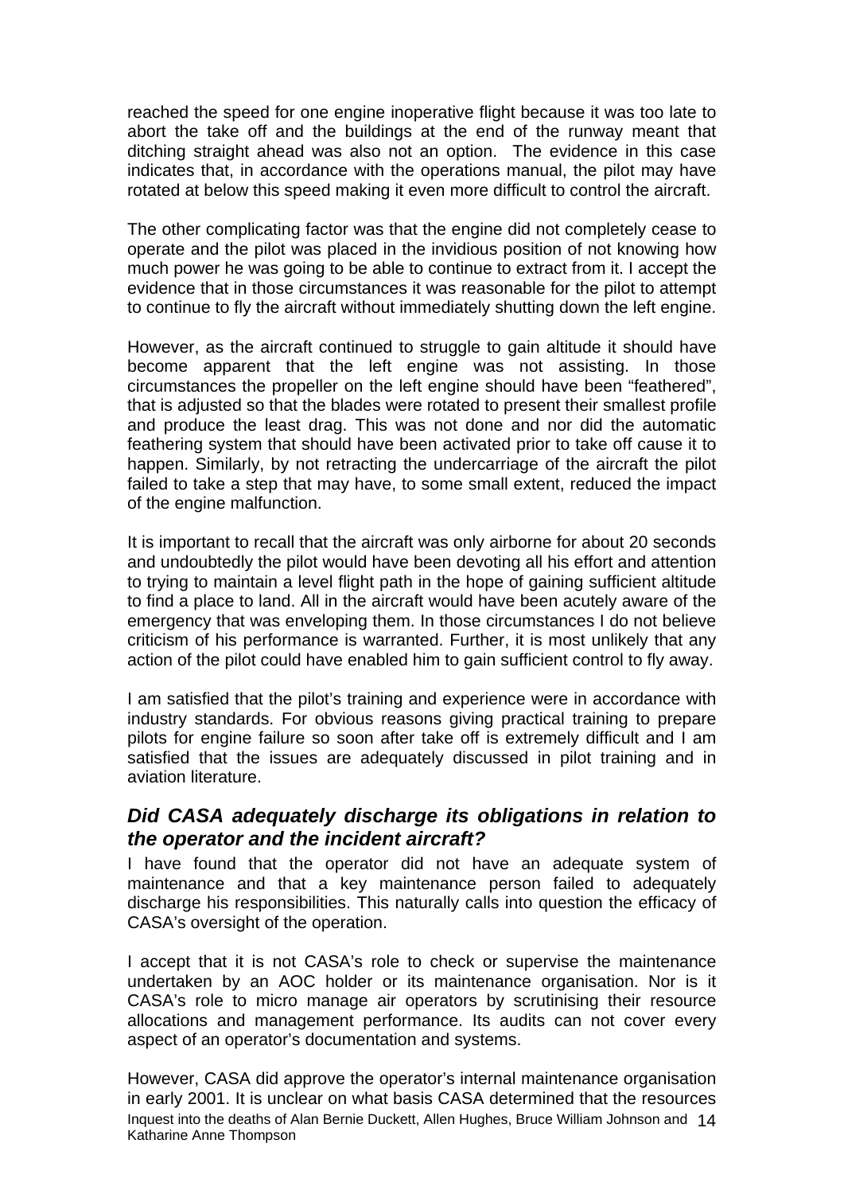reached the speed for one engine inoperative flight because it was too late to abort the take off and the buildings at the end of the runway meant that ditching straight ahead was also not an option. The evidence in this case indicates that, in accordance with the operations manual, the pilot may have rotated at below this speed making it even more difficult to control the aircraft.

The other complicating factor was that the engine did not completely cease to operate and the pilot was placed in the invidious position of not knowing how much power he was going to be able to continue to extract from it. I accept the evidence that in those circumstances it was reasonable for the pilot to attempt to continue to fly the aircraft without immediately shutting down the left engine.

However, as the aircraft continued to struggle to gain altitude it should have become apparent that the left engine was not assisting. In those circumstances the propeller on the left engine should have been "feathered", that is adjusted so that the blades were rotated to present their smallest profile and produce the least drag. This was not done and nor did the automatic feathering system that should have been activated prior to take off cause it to happen. Similarly, by not retracting the undercarriage of the aircraft the pilot failed to take a step that may have, to some small extent, reduced the impact of the engine malfunction.

It is important to recall that the aircraft was only airborne for about 20 seconds and undoubtedly the pilot would have been devoting all his effort and attention to trying to maintain a level flight path in the hope of gaining sufficient altitude to find a place to land. All in the aircraft would have been acutely aware of the emergency that was enveloping them. In those circumstances I do not believe criticism of his performance is warranted. Further, it is most unlikely that any action of the pilot could have enabled him to gain sufficient control to fly away.

I am satisfied that the pilot's training and experience were in accordance with industry standards. For obvious reasons giving practical training to prepare pilots for engine failure so soon after take off is extremely difficult and I am satisfied that the issues are adequately discussed in pilot training and in aviation literature.

### *Did CASA adequately discharge its obligations in relation to the operator and the incident aircraft?*

I have found that the operator did not have an adequate system of maintenance and that a key maintenance person failed to adequately discharge his responsibilities. This naturally calls into question the efficacy of CASA's oversight of the operation.

I accept that it is not CASA's role to check or supervise the maintenance undertaken by an AOC holder or its maintenance organisation. Nor is it CASA's role to micro manage air operators by scrutinising their resource allocations and management performance. Its audits can not cover every aspect of an operator's documentation and systems.

However, CASA did approve the operator's internal maintenance organisation in early 2001. It is unclear on what basis CASA determined that the resources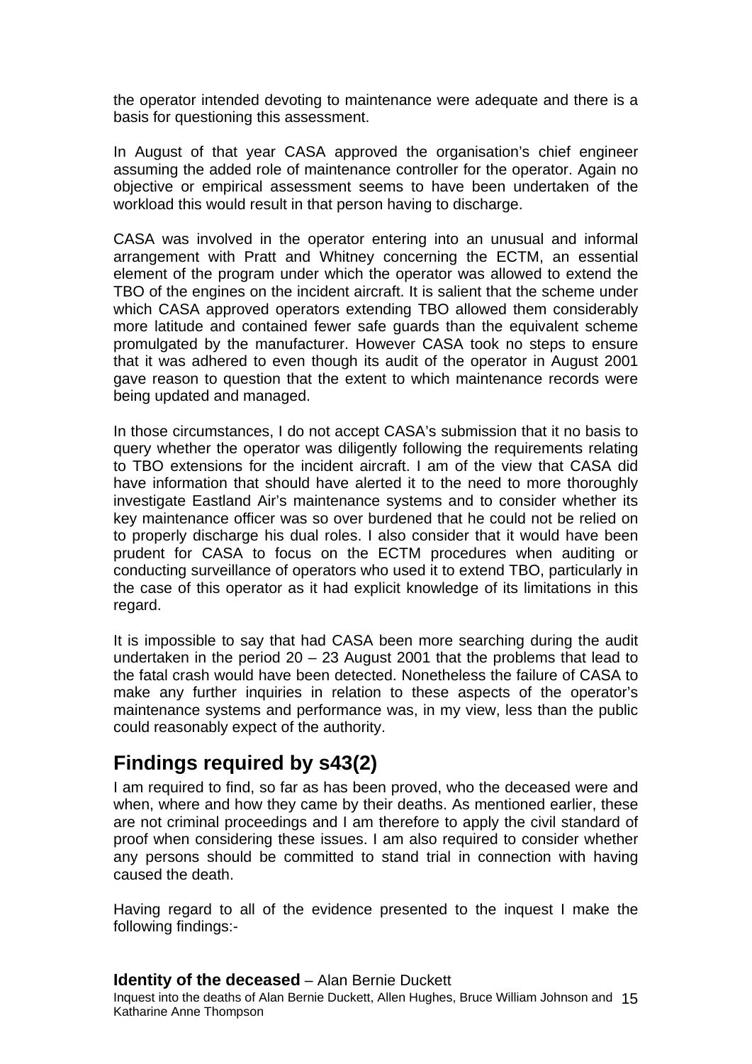the operator intended devoting to maintenance were adequate and there is a basis for questioning this assessment.

In August of that year CASA approved the organisation's chief engineer assuming the added role of maintenance controller for the operator. Again no objective or empirical assessment seems to have been undertaken of the workload this would result in that person having to discharge.

CASA was involved in the operator entering into an unusual and informal arrangement with Pratt and Whitney concerning the ECTM, an essential element of the program under which the operator was allowed to extend the TBO of the engines on the incident aircraft. It is salient that the scheme under which CASA approved operators extending TBO allowed them considerably more latitude and contained fewer safe guards than the equivalent scheme promulgated by the manufacturer. However CASA took no steps to ensure that it was adhered to even though its audit of the operator in August 2001 gave reason to question that the extent to which maintenance records were being updated and managed.

In those circumstances, I do not accept CASA's submission that it no basis to query whether the operator was diligently following the requirements relating to TBO extensions for the incident aircraft. I am of the view that CASA did have information that should have alerted it to the need to more thoroughly investigate Eastland Air's maintenance systems and to consider whether its key maintenance officer was so over burdened that he could not be relied on to properly discharge his dual roles. I also consider that it would have been prudent for CASA to focus on the ECTM procedures when auditing or conducting surveillance of operators who used it to extend TBO, particularly in the case of this operator as it had explicit knowledge of its limitations in this regard.

It is impossible to say that had CASA been more searching during the audit undertaken in the period 20 – 23 August 2001 that the problems that lead to the fatal crash would have been detected. Nonetheless the failure of CASA to make any further inquiries in relation to these aspects of the operator's maintenance systems and performance was, in my view, less than the public could reasonably expect of the authority.

## Findings required by s43(2)

I am required to find, so far as has been proved, who the deceased were and when, where and how they came by their deaths. As mentioned earlier, these are not criminal proceedings and I am therefore to apply the civil standard of proof when considering these issues. I am also required to consider whether any persons should be committed to stand trial in connection with having caused the death.

Having regard to all of the evidence presented to the inquest I make the following findings:-

**Identity of the deceased** – Alan Bernie Duckett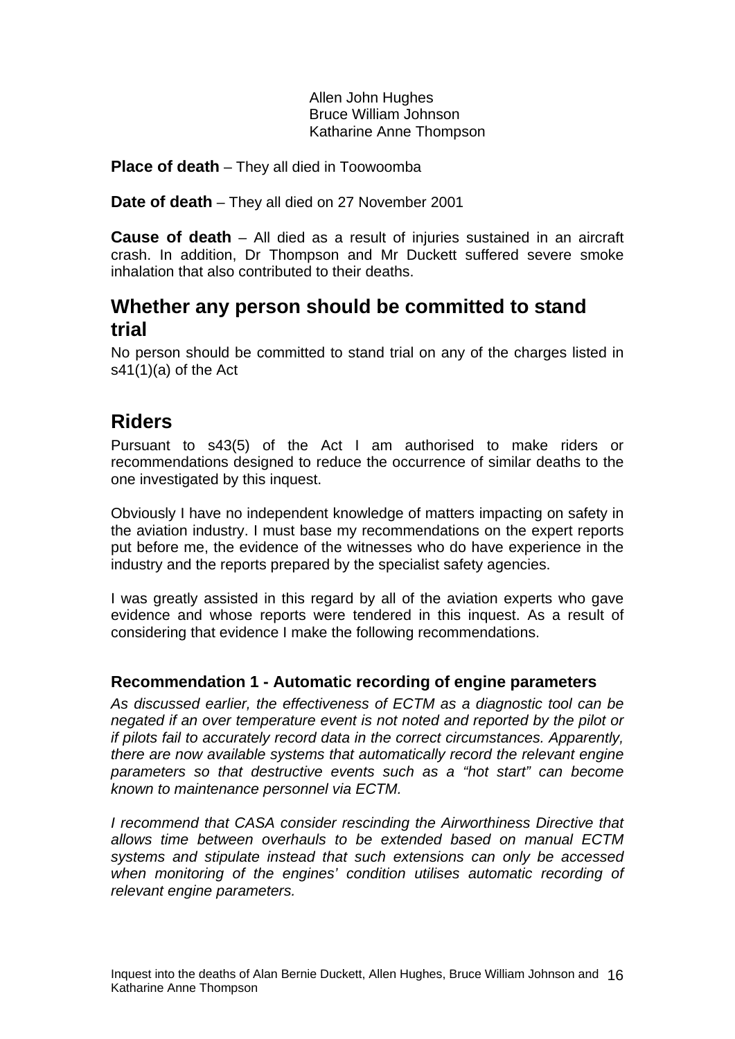Allen John Hughes
Bruce William Johnson
Katharine Anne Thompson

**Place of death** – They all died in Toowoomba

**Date of death** – They all died on 27 November 2001

**Cause of death** – All died as a result of injuries sustained in an aircraft crash. In addition, Dr Thompson and Mr Duckett suffered severe smoke inhalation that also contributed to their deaths.

## Whether any person should be committed to stand trial

No person should be committed to stand trial on any of the charges listed in s41(1)(a) of the Act

## Riders

Pursuant to s43(5) of the Act I am authorised to make riders or recommendations designed to reduce the occurrence of similar deaths to the one investigated by this inquest.

Obviously I have no independent knowledge of matters impacting on safety in the aviation industry. I must base my recommendations on the expert reports put before me, the evidence of the witnesses who do have experience in the industry and the reports prepared by the specialist safety agencies.

I was greatly assisted in this regard by all of the aviation experts who gave evidence and whose reports were tendered in this inquest. As a result of considering that evidence I make the following recommendations.

### Recommendation 1 - Automatic recording of engine parameters

*As discussed earlier, the effectiveness of ECTM as a diagnostic tool can be negated if an over temperature event is not noted and reported by the pilot or if pilots fail to accurately record data in the correct circumstances. Apparently, there are now available systems that automatically record the relevant engine parameters so that destructive events such as a "hot start" can become known to maintenance personnel via ECTM.*

*I recommend that CASA consider rescinding the Airworthiness Directive that allows time between overhauls to be extended based on manual ECTM systems and stipulate instead that such extensions can only be accessed when monitoring of the engines' condition utilises automatic recording of relevant engine parameters.*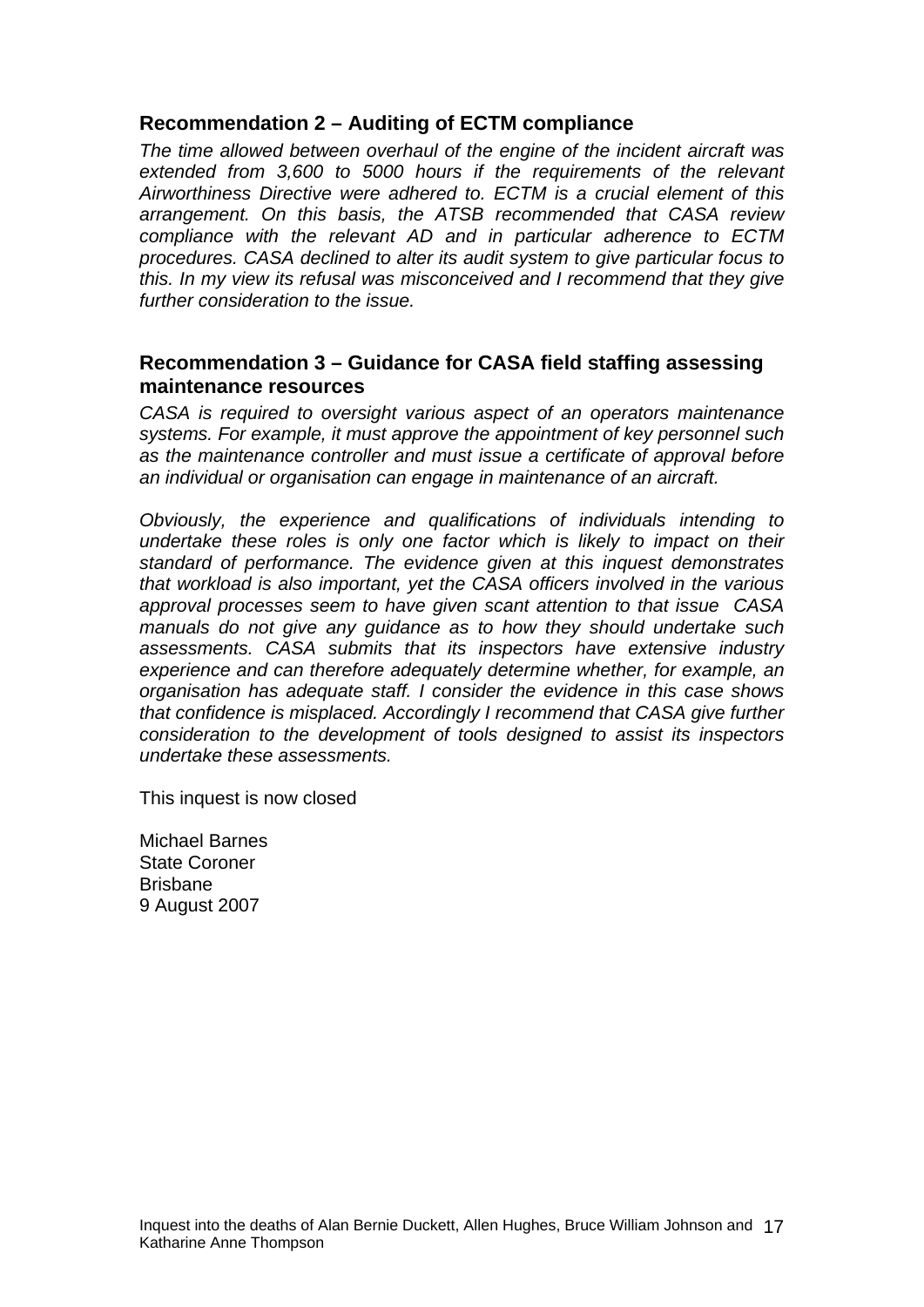### Recommendation 2 – Auditing of ECTM compliance

*The time allowed between overhaul of the engine of the incident aircraft was extended from 3,600 to 5000 hours if the requirements of the relevant Airworthiness Directive were adhered to. ECTM is a crucial element of this arrangement. On this basis, the ATSB recommended that CASA review compliance with the relevant AD and in particular adherence to ECTM procedures. CASA declined to alter its audit system to give particular focus to this. In my view its refusal was misconceived and I recommend that they give further consideration to the issue.*

### Recommendation 3 – Guidance for CASA field staffing assessing maintenance resources

*CASA is required to oversight various aspect of an operators maintenance systems. For example, it must approve the appointment of key personnel such as the maintenance controller and must issue a certificate of approval before an individual or organisation can engage in maintenance of an aircraft.*

*Obviously, the experience and qualifications of individuals intending to undertake these roles is only one factor which is likely to impact on their standard of performance. The evidence given at this inquest demonstrates that workload is also important, yet the CASA officers involved in the various approval processes seem to have given scant attention to that issue CASA manuals do not give any guidance as to how they should undertake such assessments. CASA submits that its inspectors have extensive industry experience and can therefore adequately determine whether, for example, an organisation has adequate staff. I consider the evidence in this case shows that confidence is misplaced. Accordingly I recommend that CASA give further consideration to the development of tools designed to assist its inspectors undertake these assessments.*

This inquest is now closed

Michael Barnes
State Coroner
Brisbane
9 August 2007